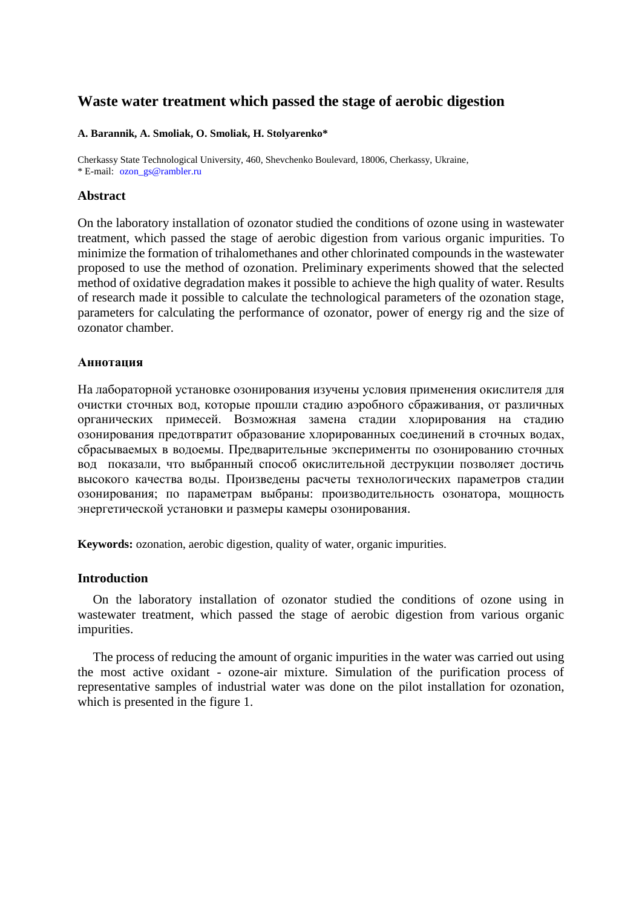# Waste water treatment which passed the stage of aerobic digestion

**A. Barannik, A. Smoliak, O. Smoliak, H. Stolyarenko***

Cherkassy State Technological University, 460, Shevchenko Boulevard, 18006, Cherkassy, Ukraine,
* E-mail: ozon_gs@rambler.ru

## Abstract

On the laboratory installation of ozonator studied the conditions of ozone using in wastewater treatment, which passed the stage of aerobic digestion from various organic impurities. To minimize the formation of trihalomethanes and other chlorinated compounds in the wastewater proposed to use the method of ozonation. Preliminary experiments showed that the selected method of oxidative degradation makes it possible to achieve the high quality of water. Results of research made it possible to calculate the technological parameters of the ozonation stage, parameters for calculating the performance of ozonator, power of energy rig and the size of ozonator chamber.

### Аннотация

На лабораторной установке озонирования изучены условия применения окислителя для очистки сточных вод, которые прошли стадию аэробного сбраживания, от различных органических примесей. Возможная замена стадии хлорирования на стадию озонирования предотвратит образование хлорированных соединений в сточных водах, сбрасываемых в водоемы. Предварительные эксперименты по озонированию сточных вод показали, что выбранный способ окислительной деструкции позволяет достичь высокого качества воды. Произведены расчеты технологических параметров стадии озонирования; по параметрам выбраны: производительность озонатора, мощность энергетической установки и размеры камеры озонирования.

**Keywords:** ozonation, aerobic digestion, quality of water, organic impurities.

## Introduction

On the laboratory installation of ozonator studied the conditions of ozone using in wastewater treatment, which passed the stage of aerobic digestion from various organic impurities.

The process of reducing the amount of organic impurities in the water was carried out using the most active oxidant - ozone-air mixture. Simulation of the purification process of representative samples of industrial water was done on the pilot installation for ozonation, which is presented in the figure 1.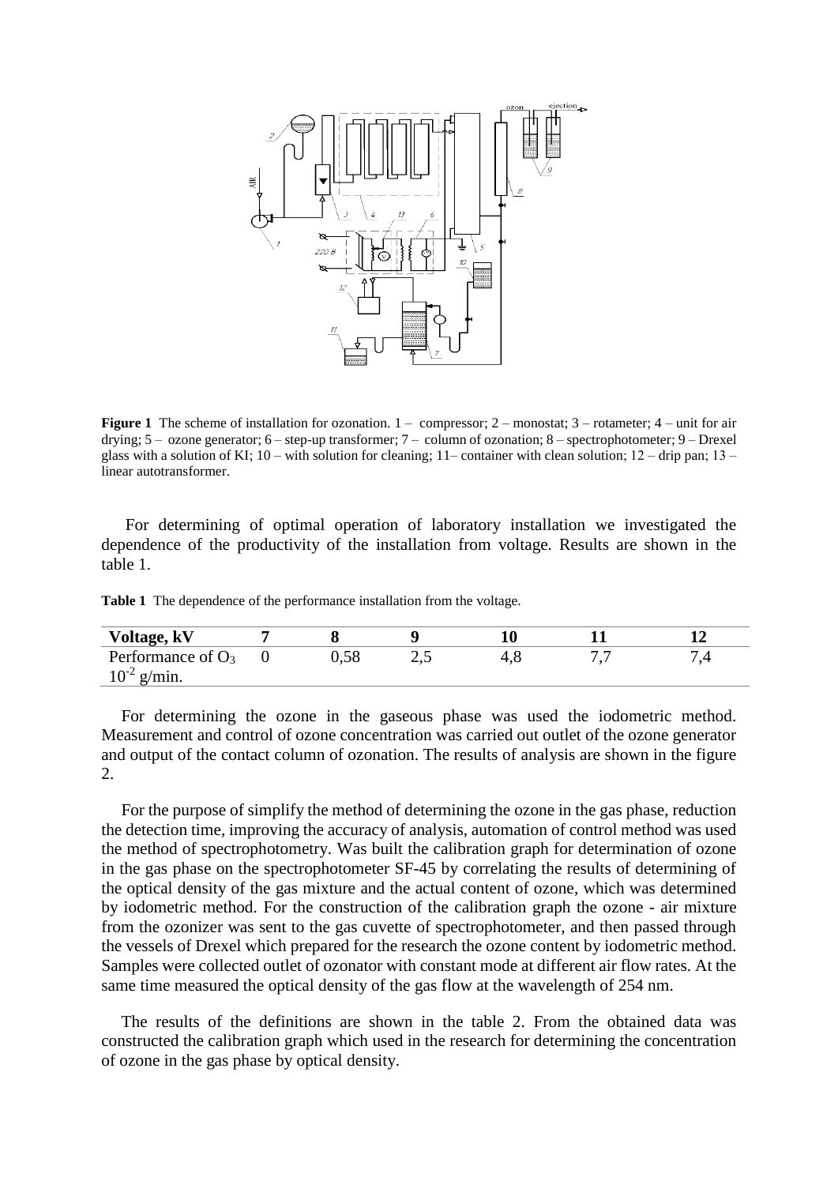**Figure 1** The scheme of installation for ozonation. 1 – compressor; 2 – monostat; 3 – rotameter; 4 – unit for air drying; 5 – ozone generator; 6 – step-up transformer; 7 – column of ozonation; 8 – spectrophotometer; 9 – Drexel glass with a solution of KI; 10 – with solution for cleaning; 11– container with clean solution; 12 – drip pan; 13 – linear autotransformer.

For determining of optimal operation of laboratory installation we investigated the dependence of the productivity of the installation from voltage. Results are shown in the table 1.

**Table 1** The dependence of the performance installation from the voltage.

| **Voltage, kV** | **7** | **8** | **9** | **10** | **11** | **12** |
|---|---|---|---|---|---|---|
| Performance of $O_3$ $10^{-2}$ g/min. | 0 | 0,58 | 2,5 | 4,8 | 7,7 | 7,4 |

For determining the ozone in the gaseous phase was used the iodometric method. Measurement and control of ozone concentration was carried out outlet of the ozone generator and output of the contact column of ozonation. The results of analysis are shown in the figure 2.

For the purpose of simplify the method of determining the ozone in the gas phase, reduction the detection time, improving the accuracy of analysis, automation of control method was used the method of spectrophotometry. Was built the calibration graph for determination of ozone in the gas phase on the spectrophotometer SF-45 by correlating the results of determining of the optical density of the gas mixture and the actual content of ozone, which was determined by iodometric method. For the construction of the calibration graph the ozone - air mixture from the ozonizer was sent to the gas cuvette of spectrophotometer, and then passed through the vessels of Drexel which prepared for the research the ozone content by iodometric method. Samples were collected outlet of ozonator with constant mode at different air flow rates. At the same time measured the optical density of the gas flow at the wavelength of 254 nm.

The results of the definitions are shown in the table 2. From the obtained data was constructed the calibration graph which used in the research for determining the concentration of ozone in the gas phase by optical density.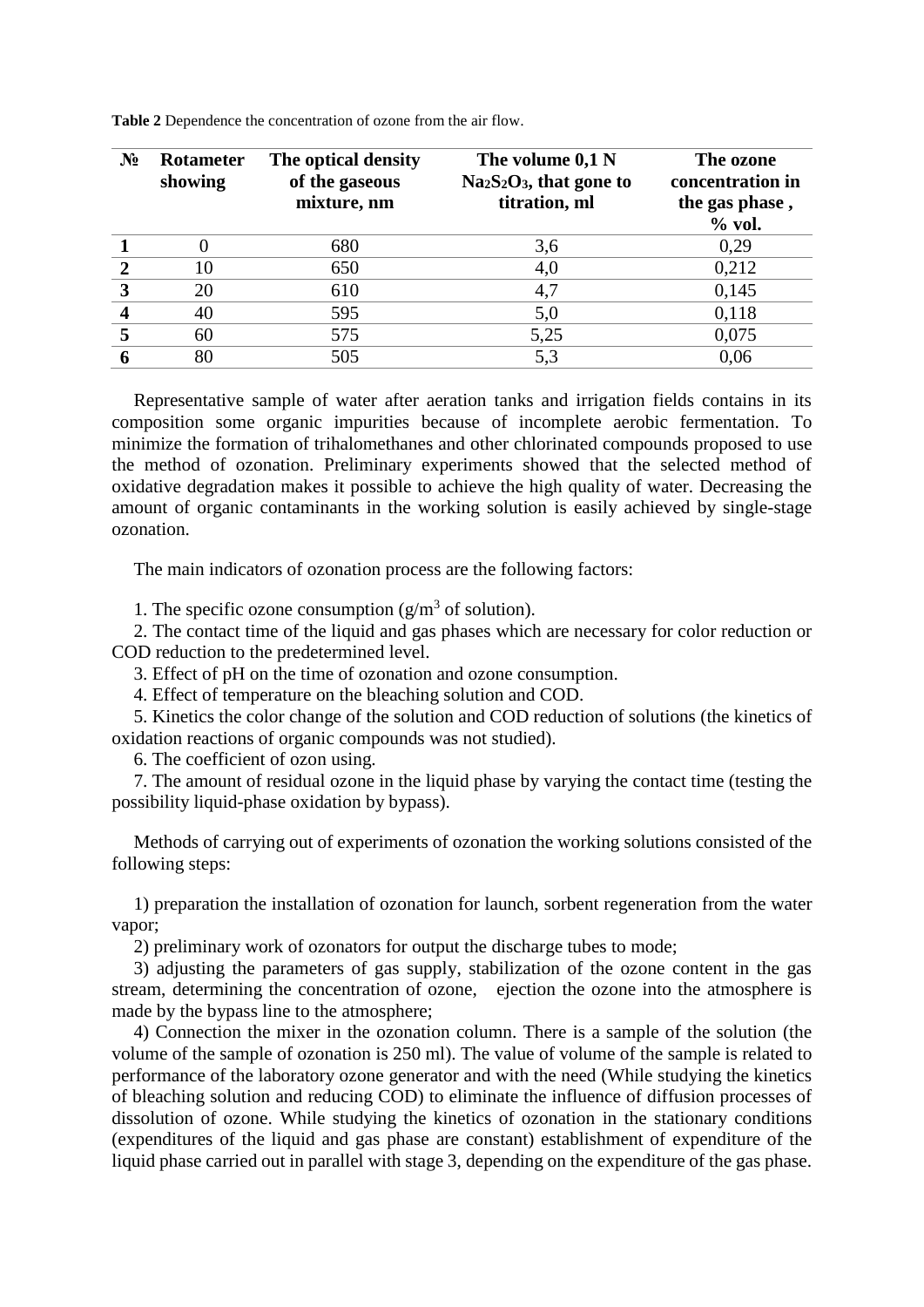**Table 2** Dependence the concentration of ozone from the air flow.

| № | Rotameter showing | The optical density of the gaseous mixture, nm | The volume 0,1 N $Na_2S_2O_3$, that gone to titration, ml | The ozone concentration in the gas phase , % vol. |
|---|---|---|---|---|
| **1** | 0 | 680 | 3,6 | 0,29 |
| **2** | 10 | 650 | 4,0 | 0,212 |
| **3** | 20 | 610 | 4,7 | 0,145 |
| **4** | 40 | 595 | 5,0 | 0,118 |
| **5** | 60 | 575 | 5,25 | 0,075 |
| **6** | 80 | 505 | 5,3 | 0,06 |

Representative sample of water after aeration tanks and irrigation fields contains in its composition some organic impurities because of incomplete aerobic fermentation. To minimize the formation of trihalomethanes and other chlorinated compounds proposed to use the method of ozonation. Preliminary experiments showed that the selected method of oxidative degradation makes it possible to achieve the high quality of water. Decreasing the amount of organic contaminants in the working solution is easily achieved by single-stage ozonation.

The main indicators of ozonation process are the following factors:

1. The specific ozone consumption ($g/m^3$ of solution).
2. The contact time of the liquid and gas phases which are necessary for color reduction or COD reduction to the predetermined level.
3. Effect of pH on the time of ozonation and ozone consumption.
4. Effect of temperature on the bleaching solution and COD.
5. Kinetics the color change of the solution and COD reduction of solutions (the kinetics of oxidation reactions of organic compounds was not studied).
6. The coefficient of ozon using.
7. The amount of residual ozone in the liquid phase by varying the contact time (testing the possibility liquid-phase oxidation by bypass).

Methods of carrying out of experiments of ozonation the working solutions consisted of the following steps:

1) preparation the installation of ozonation for launch, sorbent regeneration from the water vapor;
2) preliminary work of ozonators for output the discharge tubes to mode;
3) adjusting the parameters of gas supply, stabilization of the ozone content in the gas stream, determining the concentration of ozone, ejection the ozone into the atmosphere is made by the bypass line to the atmosphere;
4) Connection the mixer in the ozonation column. There is a sample of the solution (the volume of the sample of ozonation is 250 ml). The value of volume of the sample is related to performance of the laboratory ozone generator and with the need (While studying the kinetics of bleaching solution and reducing COD) to eliminate the influence of diffusion processes of dissolution of ozone. While studying the kinetics of ozonation in the stationary conditions (expenditures of the liquid and gas phase are constant) establishment of expenditure of the liquid phase carried out in parallel with stage 3, depending on the expenditure of the gas phase.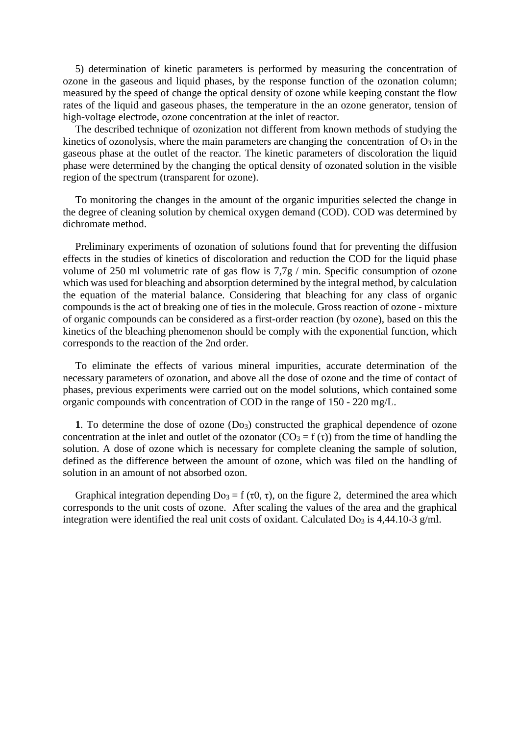5) determination of kinetic parameters is performed by measuring the concentration of ozone in the gaseous and liquid phases, by the response function of the ozonation column; measured by the speed of change the optical density of ozone while keeping constant the flow rates of the liquid and gaseous phases, the temperature in the an ozone generator, tension of high-voltage electrode, ozone concentration at the inlet of reactor.

The described technique of ozonization not different from known methods of studying the kinetics of ozonolysis, where the main parameters are changing the concentration of $O_3$ in the gaseous phase at the outlet of the reactor. The kinetic parameters of discoloration the liquid phase were determined by the changing the optical density of ozonated solution in the visible region of the spectrum (transparent for ozone).

To monitoring the changes in the amount of the organic impurities selected the change in the degree of cleaning solution by chemical oxygen demand (COD). COD was determined by dichromate method.

Preliminary experiments of ozonation of solutions found that for preventing the diffusion effects in the studies of kinetics of discoloration and reduction the COD for the liquid phase volume of 250 ml volumetric rate of gas flow is 7,7g / min. Specific consumption of ozone which was used for bleaching and absorption determined by the integral method, by calculation the equation of the material balance. Considering that bleaching for any class of organic compounds is the act of breaking one of ties in the molecule. Gross reaction of ozone - mixture of organic compounds can be considered as a first-order reaction (by ozone), based on this the kinetics of the bleaching phenomenon should be comply with the exponential function, which corresponds to the reaction of the 2nd order.

To eliminate the effects of various mineral impurities, accurate determination of the necessary parameters of ozonation, and above all the dose of ozone and the time of contact of phases, previous experiments were carried out on the model solutions, which contained some organic compounds with concentration of COD in the range of 150 - 220 mg/L.

**1**. To determine the dose of ozone ($Do_3$) constructed the graphical dependence of ozone concentration at the inlet and outlet of the ozonator ($CO_3 = f(\tau)$) from the time of handling the solution. A dose of ozone which is necessary for complete cleaning the sample of solution, defined as the difference between the amount of ozone, which was filed on the handling of solution in an amount of not absorbed ozon.

Graphical integration depending $Do_3 = f(\tau 0, \tau)$, on the figure 2, determined the area which corresponds to the unit costs of ozone. After scaling the values of the area and the graphical integration were identified the real unit costs of oxidant. Calculated $Do_3$ is 4,44.10-3 g/ml.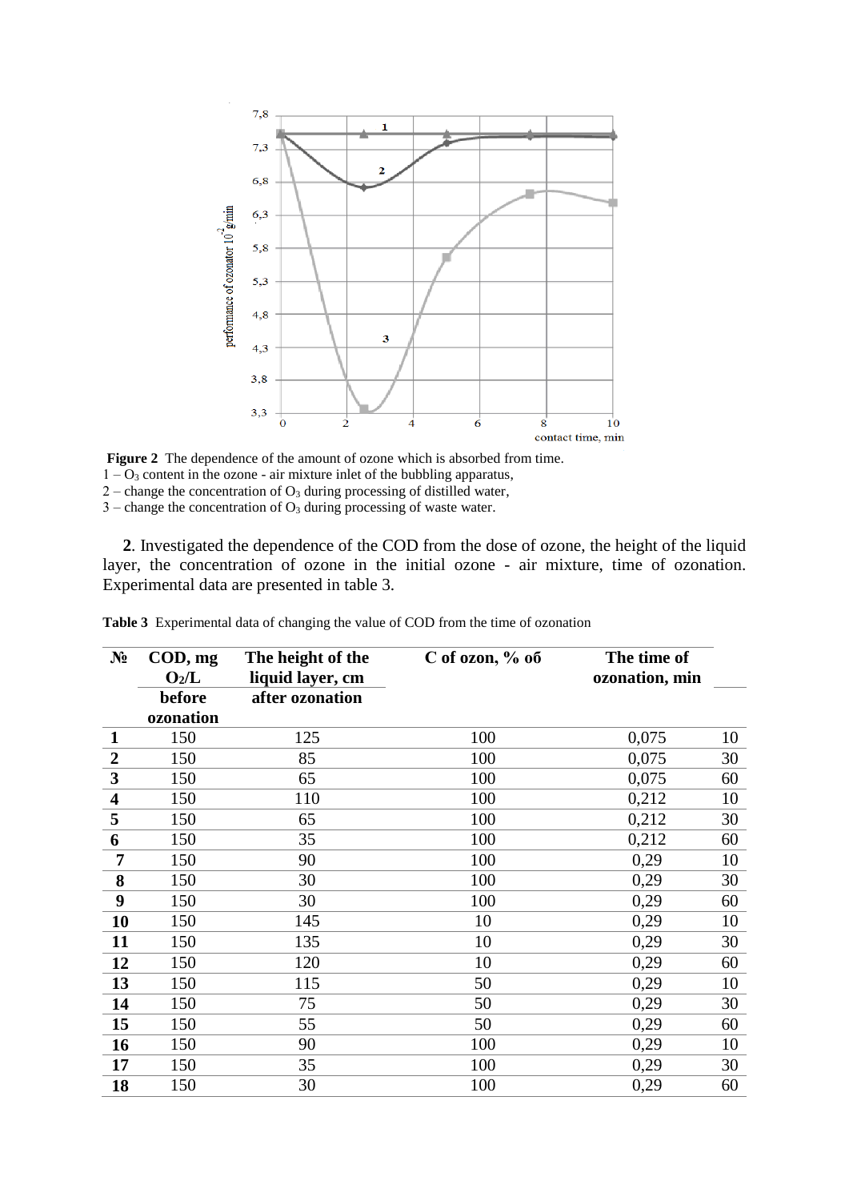**Figure 2** The dependence of the amount of ozone which is absorbed from time.
1 – $O_3$ content in the ozone - air mixture inlet of the bubbling apparatus,
2 – change the concentration of $O_3$ during processing of distilled water,
3 – change the concentration of $O_3$ during processing of waste water.

**2**. Investigated the dependence of the COD from the dose of ozone, the height of the liquid layer, the concentration of ozone in the initial ozone - air mixture, time of ozonation. Experimental data are presented in table 3.

**Table 3** Experimental data of changing the value of COD from the time of ozonation

| № | COD, mg $O_2$/L before ozonation | COD, mg $O_2$/L after ozonation | The height of the liquid layer, cm | C of ozon, % об | The time of ozonation, min |
|---|---|---|---|---|---|
| **1** | 150 | 125 | 100 | 0,075 | 10 |
| **2** | 150 | 85 | 100 | 0,075 | 30 |
| **3** | 150 | 65 | 100 | 0,075 | 60 |
| **4** | 150 | 110 | 100 | 0,212 | 10 |
| **5** | 150 | 65 | 100 | 0,212 | 30 |
| **6** | 150 | 35 | 100 | 0,212 | 60 |
| **7** | 150 | 90 | 100 | 0,29 | 10 |
| **8** | 150 | 30 | 100 | 0,29 | 30 |
| **9** | 150 | 30 | 100 | 0,29 | 60 |
| **10** | 150 | 145 | 10 | 0,29 | 10 |
| **11** | 150 | 135 | 10 | 0,29 | 30 |
| **12** | 150 | 120 | 10 | 0,29 | 60 |
| **13** | 150 | 115 | 50 | 0,29 | 10 |
| **14** | 150 | 75 | 50 | 0,29 | 30 |
| **15** | 150 | 55 | 50 | 0,29 | 60 |
| **16** | 150 | 90 | 100 | 0,29 | 10 |
| **17** | 150 | 35 | 100 | 0,29 | 30 |
| **18** | 150 | 30 | 100 | 0,29 | 60 |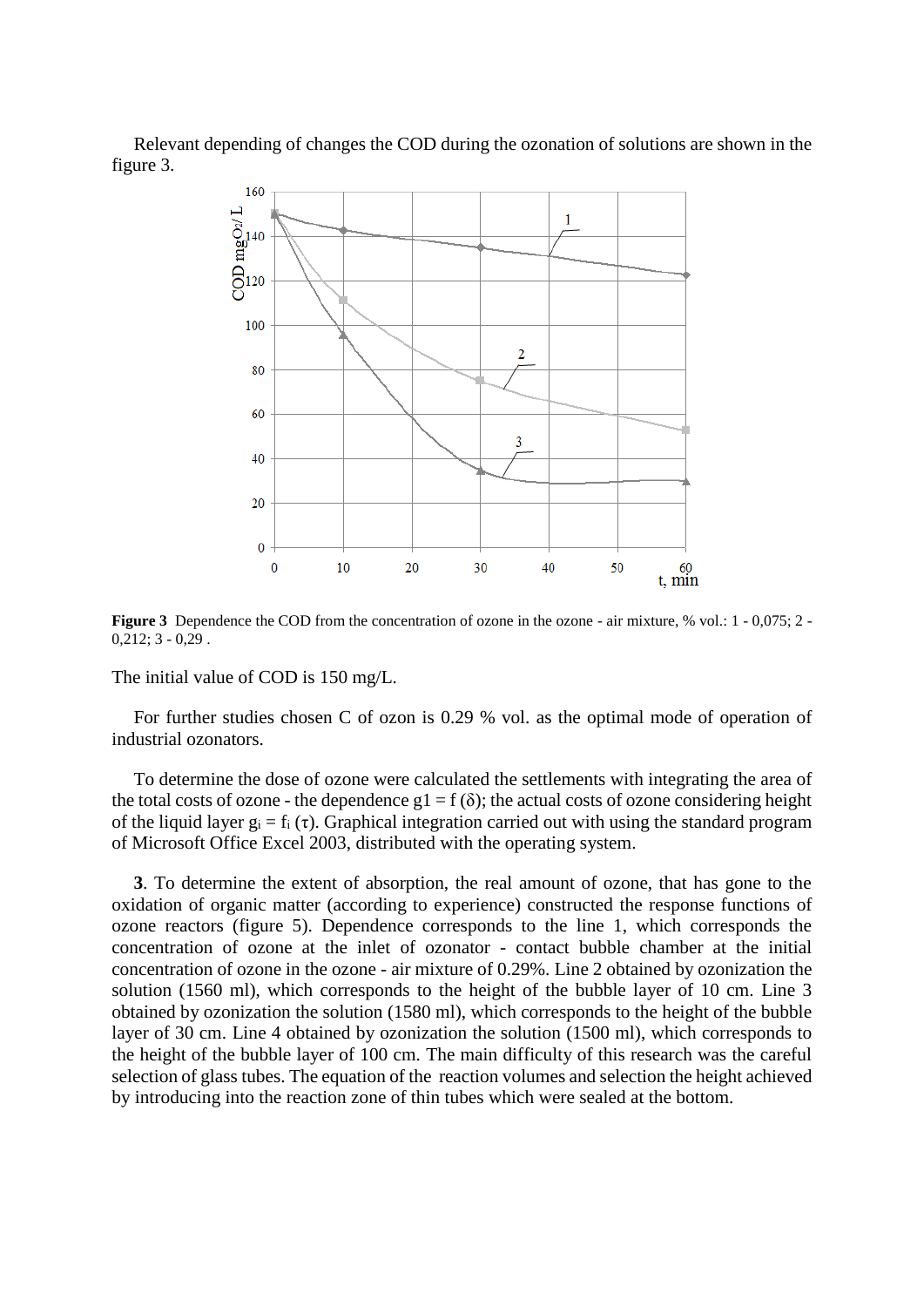Relevant depending of changes the COD during the ozonation of solutions are shown in the figure 3.

**Figure 3** Dependence the COD from the concentration of ozone in the ozone - air mixture, % vol.: 1 - 0,075; 2 - 0,212; 3 - 0,29 .

The initial value of COD is 150 mg/L.

For further studies chosen C of ozon is 0.29 % vol. as the optimal mode of operation of industrial ozonators.

To determine the dose of ozone were calculated the settlements with integrating the area of the total costs of ozone - the dependence $g1 = f(\delta)$; the actual costs of ozone considering height of the liquid layer $g_i = f_i(\tau)$. Graphical integration carried out with using the standard program of Microsoft Office Excel 2003, distributed with the operating system.

**3**. To determine the extent of absorption, the real amount of ozone, that has gone to the oxidation of organic matter (according to experience) constructed the response functions of ozone reactors (figure 5). Dependence corresponds to the line 1, which corresponds the concentration of ozone at the inlet of ozonator - contact bubble chamber at the initial concentration of ozone in the ozone - air mixture of 0.29%. Line 2 obtained by ozonization the solution (1560 ml), which corresponds to the height of the bubble layer of 10 cm. Line 3 obtained by ozonization the solution (1580 ml), which corresponds to the height of the bubble layer of 30 cm. Line 4 obtained by ozonization the solution (1500 ml), which corresponds to the height of the bubble layer of 100 cm. The main difficulty of this research was the careful selection of glass tubes. The equation of the reaction volumes and selection the height achieved by introducing into the reaction zone of thin tubes which were sealed at the bottom.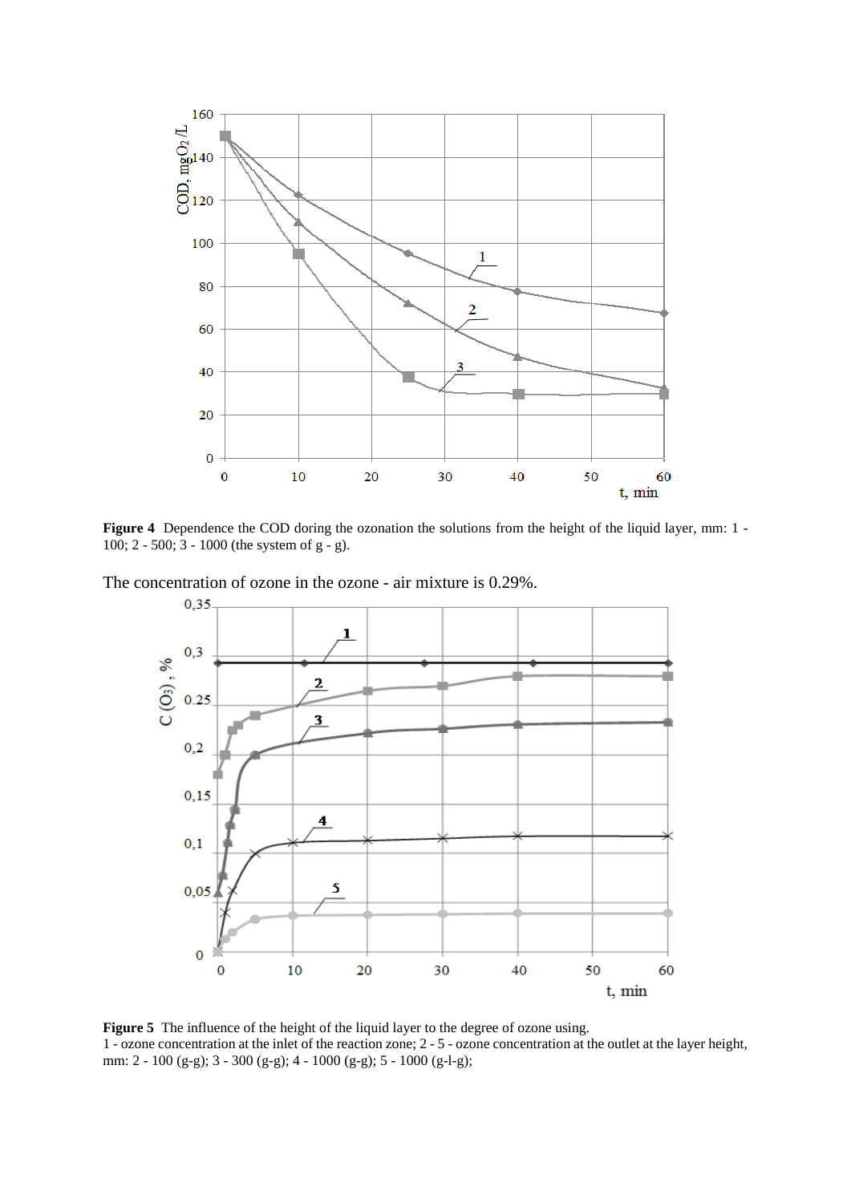**Figure 4** Dependence the COD doring the ozonation the solutions from the height of the liquid layer, mm: 1 - 100; 2 - 500; 3 - 1000 (the system of g - g).

The concentration of ozone in the ozone - air mixture is 0.29%.

**Figure 5** The influence of the height of the liquid layer to the degree of ozone using.
1 - ozone concentration at the inlet of the reaction zone; 2 - 5 - ozone concentration at the outlet at the layer height, mm: 2 - 100 (g-g); 3 - 300 (g-g); 4 - 1000 (g-g); 5 - 1000 (g-l-g);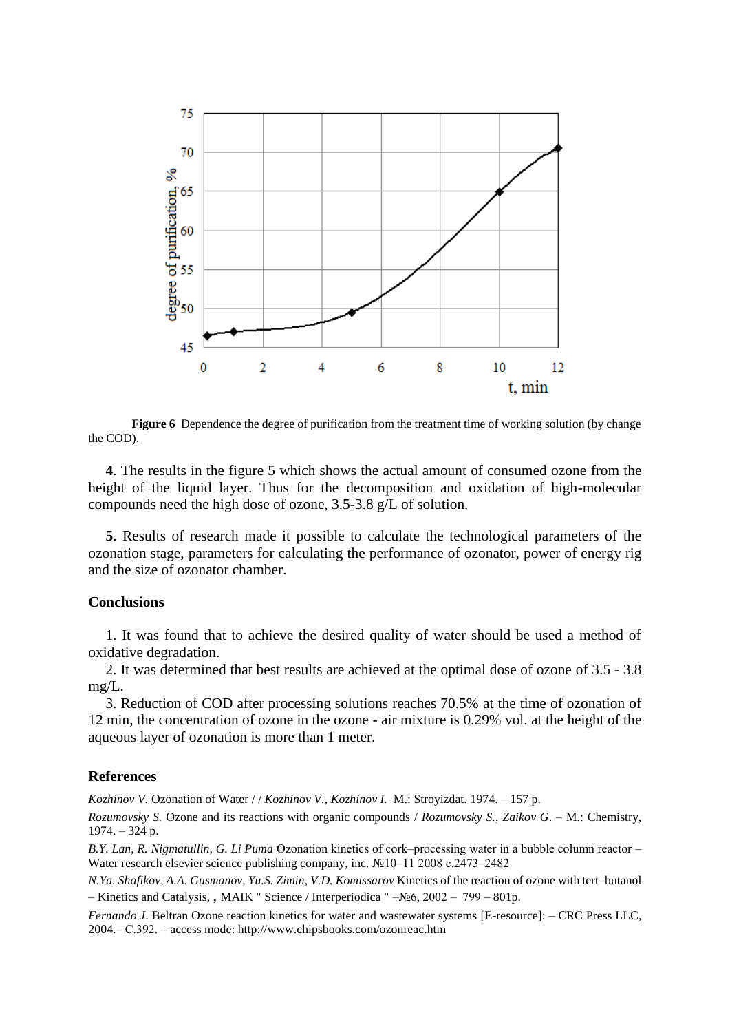75

70

65

60

55

50

45

0 2 4 6 8 10 12

degree of purification, %

t, min

**Figure 6** Dependence the degree of purification from the treatment time of working solution (by change the COD).

**4**. The results in the figure 5 which shows the actual amount of consumed ozone from the height of the liquid layer. Thus for the decomposition and oxidation of high-molecular compounds need the high dose of ozone, 3.5-3.8 g/L of solution.

**5.** Results of research made it possible to calculate the technological parameters of the ozonation stage, parameters for calculating the performance of ozonator, power of energy rig and the size of ozonator chamber.

## Conclusions

1. It was found that to achieve the desired quality of water should be used a method of oxidative degradation.
2. It was determined that best results are achieved at the optimal dose of ozone of 3.5 - 3.8 mg/L.
3. Reduction of COD after processing solutions reaches 70.5% at the time of ozonation of 12 min, the concentration of ozone in the ozone - air mixture is 0.29% vol. at the height of the aqueous layer of ozonation is more than 1 meter.

## References

*Kozhinov V.* Ozonation of Water / / *Kozhinov V., Kozhinov I.*–M.: Stroyizdat. 1974. – 157 p.

*Rozumovsky S.* Ozone and its reactions with organic compounds / *Rozumovsky S., Zaikov G*. – M.: Chemistry, 1974. – 324 p.

*B.Y. Lan, R. Nigmatullin, G. Li Puma* Ozonation kinetics of cork–processing water in a bubble column reactor – Water research elsevier science publishing company, inc. №10–11 2008 c.2473–2482

*N.Ya. Shafikov, A.A. Gusmanov, Yu.S. Zimin, V.D. Komissarov* Kinetics of the reaction of ozone with tert–butanol – Kinetics and Catalysis, , MAIK " Science / Interperiodica " –№6, 2002 – 799 – 801p.

*Fernando J*. Beltran Ozone reaction kinetics for water and wastewater systems [E-resource]: – CRC Press LLC, 2004.– С.392. – access mode: http://www.chipsbooks.com/ozonreac.htm